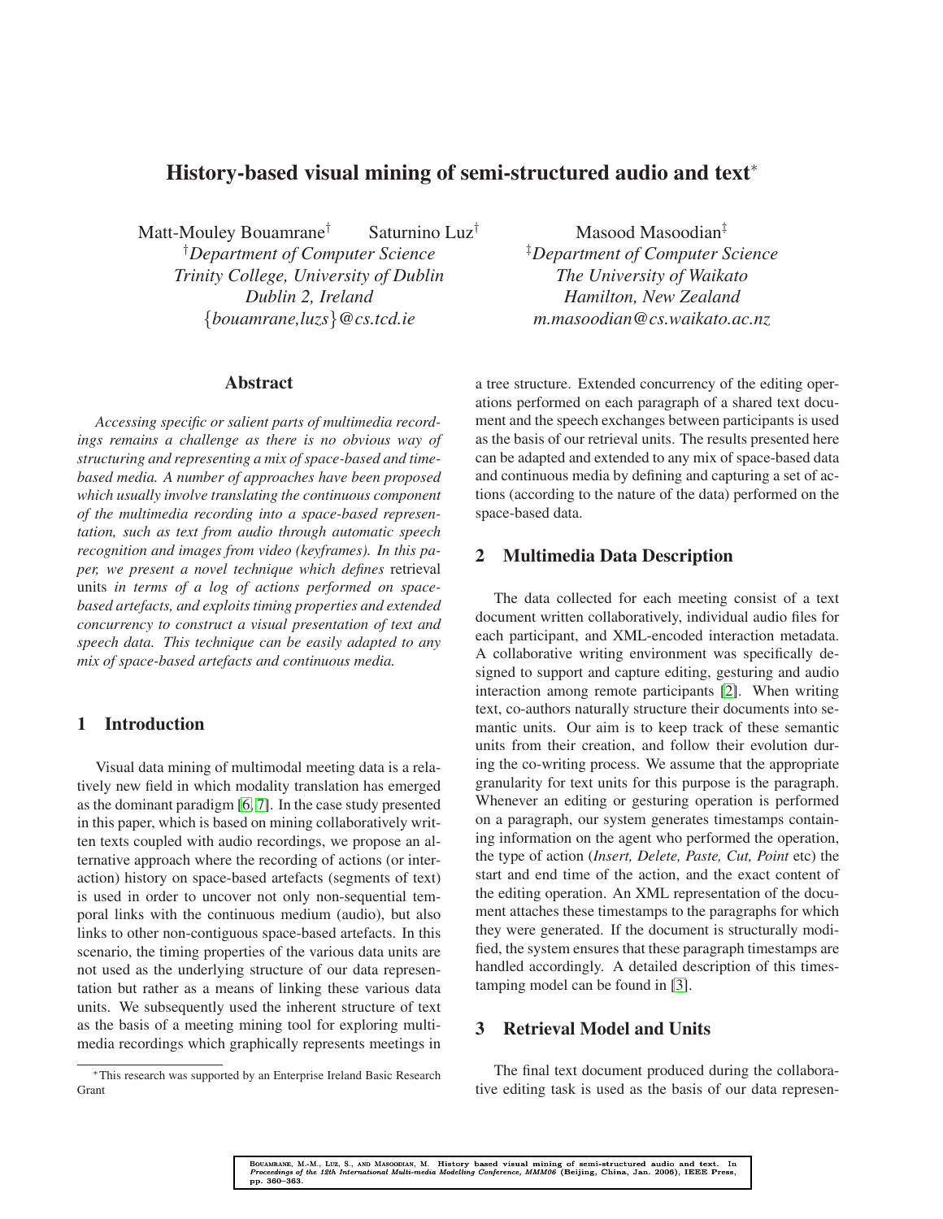# History-based visual mining of semi-structured audio and text*

Matt-Mouley Bouamrane[†] Saturnino Luz[†]
[†]*Department of Computer Science*
*Trinity College, University of Dublin*
*Dublin 2, Ireland*
*{bouamrane,luzs}@cs.tcd.ie*

Masood Masoodian[‡]
[‡]*Department of Computer Science*
*The University of Waikato*
*Hamilton, New Zealand*
*m.masoodian@cs.waikato.ac.nz*

## Abstract

*Accessing specific or salient parts of multimedia recordings remains a challenge as there is no obvious way of structuring and representing a mix of space-based and time-based media. A number of approaches have been proposed which usually involve translating the continuous component of the multimedia recording into a space-based representation, such as text from audio through automatic speech recognition and images from video (keyframes). In this paper, we present a novel technique which defines* retrieval units *in terms of a log of actions performed on space-based artefacts, and exploits timing properties and extended concurrency to construct a visual presentation of text and speech data. This technique can be easily adapted to any mix of space-based artefacts and continuous media.*

## 1 Introduction

Visual data mining of multimodal meeting data is a relatively new field in which modality translation has emerged as the dominant paradigm [6, 7]. In the case study presented in this paper, which is based on mining collaboratively written texts coupled with audio recordings, we propose an alternative approach where the recording of actions (or interaction) history on space-based artefacts (segments of text) is used in order to uncover not only non-sequential temporal links with the continuous medium (audio), but also links to other non-contiguous space-based artefacts. In this scenario, the timing properties of the various data units are not used as the underlying structure of our data representation but rather as a means of linking these various data units. We subsequently used the inherent structure of text as the basis of a meeting mining tool for exploring multimedia recordings which graphically represents meetings in a tree structure. Extended concurrency of the editing operations performed on each paragraph of a shared text document and the speech exchanges between participants is used as the basis of our retrieval units. The results presented here can be adapted and extended to any mix of speech-based data and continuous media by defining and capturing a set of actions (according to the nature of the data) performed on the space-based data.

## 2 Multimedia Data Description

The data collected for each meeting consist of a text document written collaboratively, individual audio files for each participant, and XML-encoded interaction metadata. A collaborative writing environment was specifically designed to support and capture editing, gesturing and audio interaction among remote participants [2]. When writing text, co-authors naturally structure their documents into semantic units. Our aim is to keep track of these semantic units from their creation, and follow their evolution during the co-writing process. We assume that the appropriate granularity for text units for this purpose is the paragraph. Whenever an editing or gesturing operation is performed on a paragraph, our system generates timestamps containing information on the agent who performed the operation, the type of action (*Insert, Delete, Paste, Cut, Point* etc) the start and end time of the action, and the exact content of the editing operation. An XML representation of the document attaches these timestamps to the paragraphs for which they were generated. If the document is structurally modified, the system ensures that these paragraph timestamps are handled accordingly. A detailed description of this timestamping model can be found in [3].

## 3 Retrieval Model and Units

The final text document produced during the collaborative editing task is used as the basis of our data represen-

*This research was supported by an Enterprise Ireland Basic Research Grant

Bouamrane, M.-M., Luz, S., and Masoodian, M. History based visual mining of semi-structured audio and text. In *Proceedings of the 12th International Multi-media Modelling Conference, MMM06* (Beijing, China, Jan. 2006), IEEE Press, pp. 360–363.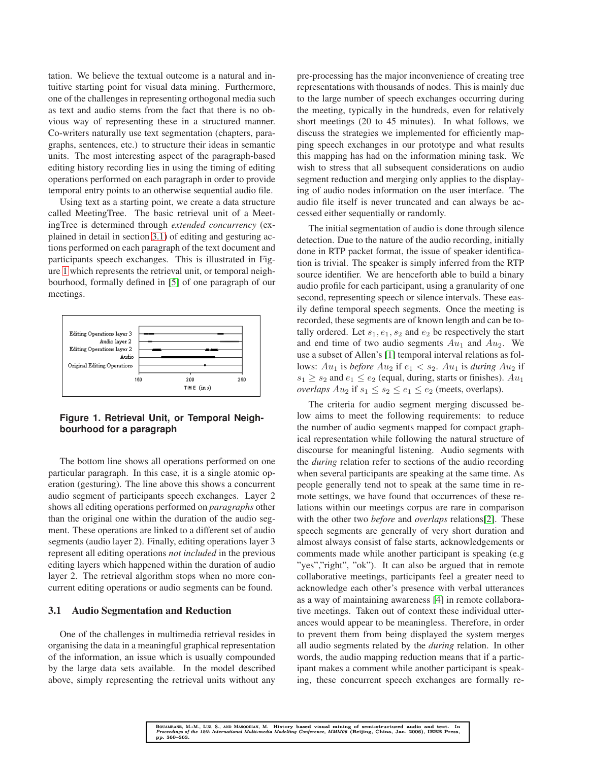tation. We believe the textual outcome is a natural and intuitive starting point for visual data mining. Furthermore, one of the challenges in representing orthogonal media such as text and audio stems from the fact that there is no obvious way of representing these in a structured manner. Co-writers naturally use text segmentation (chapters, paragraphs, sentences, etc.) to structure their ideas in semantic units. The most interesting aspect of the paragraph-based editing history recording lies in using the timing of editing operations performed on each paragraph in order to provide temporal entry points to an otherwise sequential audio file.

Using text as a starting point, we create a data structure called MeetingTree. The basic retrieval unit of a MeetingTree is determined through *extended concurrency* (explained in detail in section 3.1) of editing and gesturing actions performed on each paragraph of the text document and participants speech exchanges. This is illustrated in Figure 1 which represents the retrieval unit, or temporal neighbourhood, formally defined in [5] of one paragraph of our meetings.

**Figure 1. Retrieval Unit, or Temporal Neighbourhood for a paragraph**

The bottom line shows all operations performed on one particular paragraph. In this case, it is a single atomic operation (gesturing). The line above this shows a concurrent audio segment of participants speech exchanges. Layer 2 shows all editing operations performed on *paragraphs* other than the original one within the duration of the audio segment. These operations are linked to a different set of audio segments (audio layer 2). Finally, editing operations layer 3 represent all editing operations *not included* in the previous editing layers which happened within the duration of audio layer 2. The retrieval algorithm stops when no more concurrent editing operations or audio segments can be found.

### 3.1 Audio Segmentation and Reduction

One of the challenges in multimedia retrieval resides in organising the data in a meaningful graphical representation of the information, an issue which is usually compounded by the large data sets available. In the model described above, simply representing the retrieval units without any pre-processing has the major inconvenience of creating tree representations with thousands of nodes. This is mainly due to the large number of speech exchanges occurring during the meeting, typically in the hundreds, even for relatively short meetings (20 to 45 minutes). In what follows, we discuss the strategies we implemented for efficiently mapping speech exchanges in our prototype and what results this mapping has had on the information mining task. We wish to stress that all subsequent considerations on audio segment reduction and merging only applies to the displaying of audio nodes information on the user interface. The audio file itself is never truncated and can always be accessed either sequentially or randomly.

The initial segmentation of audio is done through silence detection. Due to the nature of the audio recording, initially done in RTP packet format, the issue of speaker identification is trivial. The speaker is simply inferred from the RTP source identifier. We are henceforth able to build a binary audio profile for each participant, using a granularity of one second, representing speech or silence intervals. These easily define temporal speech segments. Once the meeting is recorded, these segments are of known length and can be totally ordered. Let $s_1, e_1, s_2$ and $e_2$ be respectively the start and end time of two audio segments $Au_1$ and $Au_2$. We use a subset of Allen's [1] temporal interval relations as follows: $Au_1$ is *before* $Au_2$ if $e_1 < s_2$. $Au_1$ is *during* $Au_2$ if $s_1 \geq s_2$ and $e_1 \leq e_2$ (equal, during, starts or finishes). $Au_1$ *overlaps* $Au_2$ if $s_1 \leq s_2 \leq e_1 \leq e_2$ (meets, overlaps).

The criteria for audio segment merging discussed below aims to meet the following requirements: to reduce the number of audio segments mapped for compact graphical representation while following the natural structure of discourse for meaningful listening. Audio segments with the *during* relation refer to sections of the audio recording when several participants are speaking at the same time. As people generally tend not to speak at the same time in remote settings, we have found that occurrences of these relations within our meetings corpus are rare in comparison with the other two *before* and *overlaps* relations[2]. These speech segments are generally of very short duration and almost always consist of false starts, acknowledgements or comments made while another participant is speaking (e.g "yes","right", "ok"). It can also be argued that in remote collaborative meetings, participants feel a greater need to acknowledge each other's presence with verbal utterances as a way of maintaining awareness [4] in remote collaborative meetings. Taken out of context these individual utterances would appear to be meaningless. Therefore, in order to prevent them from being displayed the system merges all audio segments related by the *during* relation. In other words, the audio mapping reduction means that if a participant makes a comment while another participant is speaking, these concurrent speech exchanges are formally re-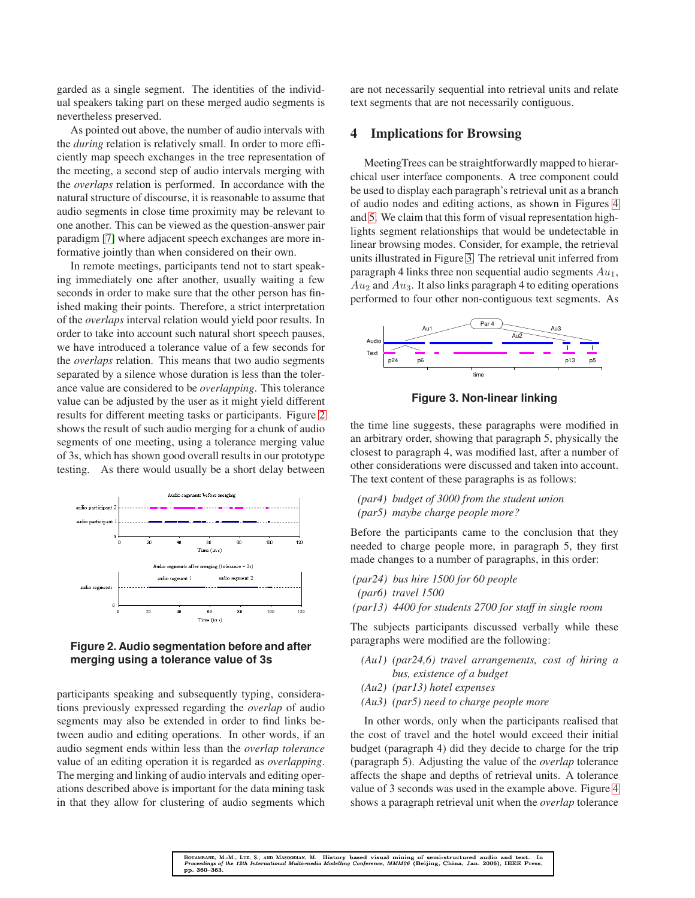garded as a single segment. The identities of the individual speakers taking part on these merged audio segments is nevertheless preserved.

As pointed out above, the number of audio intervals with the *during* relation is relatively small. In order to more efficiently map speech exchanges in the tree representation of the meeting, a second step of audio intervals merging with the *overlaps* relation is performed. In accordance with the natural structure of discourse, it is reasonable to assume that audio segments in close time proximity may be relevant to one another. This can be viewed as the question-answer pair paradigm [7] where adjacent speech exchanges are more informative jointly than when considered on their own.

In remote meetings, participants tend not to start speaking immediately one after another, usually waiting a few seconds in order to make sure that the other person has finished making their points. Therefore, a strict interpretation of the *overlaps* interval relation would yield poor results. In order to take into account such natural short speech pauses, we have introduced a tolerance value of a few seconds for the *overlaps* relation. This means that two audio segments separated by a silence whose duration is less than the tolerance value are considered to be *overlapping*. This tolerance value can be adjusted by the user as it might yield different results for different meeting tasks or participants. Figure 2 shows the result of such audio merging for a chunk of audio segments of one meeting, using a tolerance merging value of 3s, which has shown good overall results in our prototype testing. As there would usually be a short delay between participants speaking and subsequently typing, considerations previously expressed regarding the *overlap* of audio segments may also be extended in order to find links between audio and editing operations. In other words, if an audio segment ends within less than the *overlap tolerance* value of an editing operation it is regarded as *overlapping*. The merging and linking of audio intervals and editing operations described above is important for the data mining task in that they allow for clustering of audio segments which are not necessarily sequential into retrieval units and relate text segments that are not necessarily contiguous.

**Figure 2. Audio segmentation before and after merging using a tolerance value of 3s**

## 4 Implications for Browsing

MeetingTrees can be straightforwardly mapped to hierarchical user interface components. A tree component could be used to display each paragraph's retrieval unit as a branch of audio nodes and editing actions, as shown in Figures 4 and 5. We claim that this form of visual representation highlights segment relationships that would be undetectable in linear browsing modes. Consider, for example, the retrieval units illustrated in Figure 3. The retrieval unit inferred from paragraph 4 links three non sequential audio segments $Au_1$, $Au_2$ and $Au_3$. It also links paragraph 4 to editing operations performed to four other non-contiguous text segments. As the time line suggests, these paragraphs were modified in an arbitrary order, showing that paragraph 5, physically the closest to paragraph 4, was modified last, after a number of other considerations were discussed and taken into account. The text content of these paragraphs is as follows:

**Figure 3. Non-linear linking**

*(par4) budget of 3000 from the student union*
*(par5) maybe charge people more?*

Before the participants came to the conclusion that they needed to charge people more, in paragraph 5, they first made changes to a number of paragraphs, in this order:

*(par24) bus hire 1500 for 60 people*
*(par6) travel 1500*
*(par13) 4400 for students 2700 for staff in single room*

The subjects participants discussed verbally while these paragraphs were modified are the following:

*(Au1) (par24,6) travel arrangements, cost of hiring a bus, existence of a budget*
*(Au2) (par13) hotel expenses*
*(Au3) (par5) need to charge people more*

In other words, only when the participants realised that the cost of travel and the hotel would exceed their initial budget (paragraph 4) did they decide to charge for the trip (paragraph 5). Adjusting the value of the *overlap* tolerance affects the shape and depths of retrieval units. A tolerance value of 3 seconds was used in the example above. Figure 4 shows a paragraph retrieval unit when the *overlap* tolerance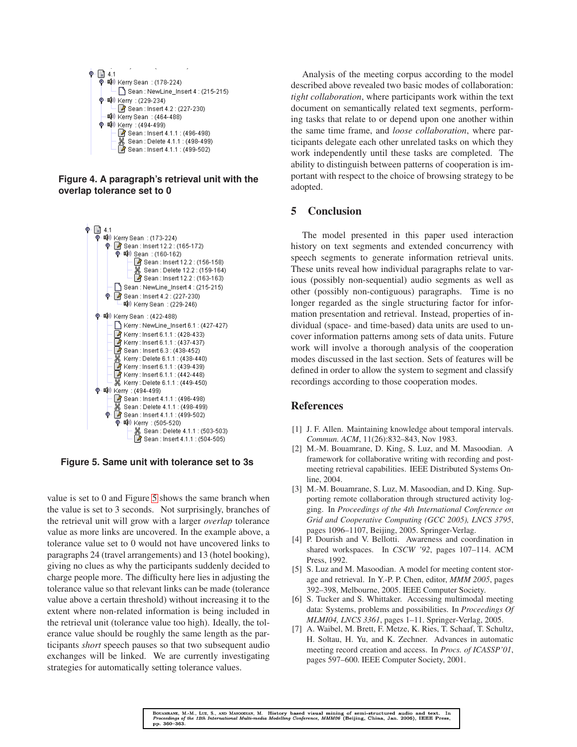4.1
Kerry Sean : (178-224)
Sean : NewLine_Insert 4 : (215-215)
Kerry : (229-234)
Sean : Insert 4.2 : (227-230)
Kerry Sean : (464-488)
Kerry : (494-499)
Sean : Insert 4.1.1 : (496-498)
Sean : Delete 4.1.1 : (498-499)
Sean : Insert 4.1.1 : (499-502)

**Figure 4. A paragraph's retrieval unit with the overlap tolerance set to 0**

4.1
Kerry Sean : (173-224)
Sean : Insert 12.2 : (165-172)
Sean : (160-162)
Sean : Insert 12.2 : (156-158)
Sean : Delete 12.2 : (159-164)
Sean : Insert 12.2 : (163-163)
Sean : NewLine_Insert 4 : (215-215)
Sean : Insert 4.2 : (227-230)
Kerry Sean : (229-246)
Kerry Sean : (422-488)
Kerry : NewLine_Insert 6.1 : (427-427)
Kerry : Insert 6.1.1 : (428-433)
Kerry : Insert 6.1.1 : (437-437)
Sean : Insert 6.3 : (438-452)
Kerry : Delete 6.1.1 : (438-440)
Kerry : Insert 6.1.1 : (439-439)
Kerry : Insert 6.1.1 : (442-448)
Kerry : Delete 6.1.1 : (449-450)
Kerry : (494-499)
Sean : Insert 4.1.1 : (496-498)
Sean : Delete 4.1.1 : (498-499)
Sean : Insert 4.1.1 : (499-502)
Kerry : (505-520)
Sean : Delete 4.1.1 : (503-503)
Sean : Insert 4.1.1 : (504-505)

**Figure 5. Same unit with tolerance set to 3s**

value is set to 0 and Figure 5 shows the same branch when the value is set to 3 seconds. Not surprisingly, branches of the retrieval unit will grow with a larger *overlap* tolerance value as more links are uncovered. In the example above, a tolerance value set to 0 would not have uncovered links to paragraphs 24 (travel arrangements) and 13 (hotel booking), giving no clues as why the participants suddenly decided to charge people more. The difficulty here lies in adjusting the tolerance value so that relevant links can be made (tolerance value above a certain threshold) without increasing it to the extent where non-related information is being included in the retrieval unit (tolerance value too high). Ideally, the tolerance value should be roughly the same length as the participants *short* speech pauses so that two subsequent audio exchanges will be linked. We are currently investigating strategies for automatically setting tolerance values.

Analysis of the meeting corpus according to the model described above revealed two basic modes of collaboration: *tight collaboration*, where participants work within the text document on semantically related text segments, performing tasks that relate to or depend upon one another within the same time frame, and *loose collaboration*, where participants delegate each other unrelated tasks on which they work independently until these tasks are completed. The ability to distinguish between patterns of cooperation is important with respect to the choice of browsing strategy to be adopted.

## 5 Conclusion

The model presented in this paper used interaction history on text segments and extended concurrency with speech segments to generate information retrieval units. These units reveal how individual paragraphs relate to various (possibly non-sequential) audio segments as well as other (possibly non-contiguous) paragraphs. Time is no longer regarded as the single structuring factor for information presentation and retrieval. Instead, properties of individual (space- and time-based) data units are used to uncover information patterns among sets of data units. Future work will involve a thorough analysis of the cooperation modes discussed in the last section. Sets of features will be defined in order to allow the system to segment and classify recordings according to those cooperation modes.

## References

[1] J. F. Allen. Maintaining knowledge about temporal intervals. *Commun. ACM*, 11(26):832–843, Nov 1983.

[2] M.-M. Bouamrane, D. King, S. Luz, and M. Masoodian. A framework for collaborative writing with recording and post-meeting retrieval capabilities. IEEE Distributed Systems Online, 2004.

[3] M.-M. Bouamrane, S. Luz, M. Masoodian, and D. King. Supporting remote collaboration through structured activity logging. In *Proceedings of the 4th International Conference on Grid and Cooperative Computing (GCC 2005), LNCS 3795*, pages 1096–1107, Beijing, 2005. Springer-Verlag.

[4] P. Dourish and V. Bellotti. Awareness and coordination in shared workspaces. In *CSCW '92*, pages 107–114. ACM Press, 1992.

[5] S. Luz and M. Masoodian. A model for meeting content storage and retrieval. In Y.-P. P. Chen, editor, *MMM 2005*, pages 392–398, Melbourne, 2005. IEEE Computer Society.

[6] S. Tucker and S. Whittaker. Accessing multimodal meeting data: Systems, problems and possibilities. In *Proceedings Of MLMI04, LNCS 3361*, pages 1–11. Springer-Verlag, 2005.

[7] A. Waibel, M. Brett, F. Metze, K. Ries, T. Schaaf, T. Schultz, H. Soltau, H. Yu, and K. Zechner. Advances in automatic meeting record creation and access. In *Procs. of ICASSP'01*, pages 597–600. IEEE Computer Society, 2001.

Bouamrane, M.-M., Luz, S., and Masoodian, M. History based visual mining of semi-structured audio and text. In *Proceedings of the 12th International Multi-media Modelling Conference, MMM06* (Beijing, China, Jan. 2006), IEEE Press, pp. 360–363.